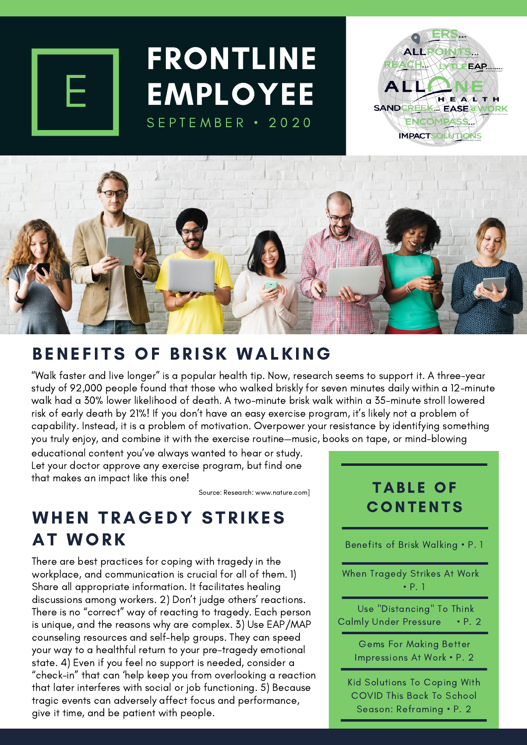# FRONTLINE EMPLOYEE

SEPTEMBER • 2020

## BENEFITS OF BRISK WALKING

"Walk faster and live longer" is a popular health tip. Now, research seems to support it. A three-year study of 92,000 people found that those who walked briskly for seven minutes daily within a 12-minute walk had a 30% lower likelihood of death. A two-minute brisk walk within a 35-minute stroll lowered risk of early death by 21%! If you don't have an easy exercise program, it's likely not a problem of capability. Instead, it is a problem of motivation. Overpower your resistance by identifying something you truly enjoy, and combine it with the exercise routine—music, books on tape, or mind-blowing educational content you've always wanted to hear or study. Let your doctor approve any exercise program, but find one that makes an impact like this one!

Source: Research: www.nature.com]

## WHEN TRAGEDY STRIKES AT WORK

There are best practices for coping with tragedy in the workplace, and communication is crucial for all of them. 1) Share all appropriate information. It facilitates healing discussions among workers. 2) Don't judge others' reactions. There is no "correct" way of reacting to tragedy. Each person is unique, and the reasons why are complex. 3) Use EAP/MAP counseling resources and self-help groups. They can speed your way to a healthful return to your pre-tragedy emotional state. 4) Even if you feel no support is needed, consider a "check-in" that can 'help keep you from overlooking a reaction that later interferes with social or job functioning. 5) Because tragic events can adversely affect focus and performance, give it time, and be patient with people.

## TABLE OF CONTENTS

- Benefits of Brisk Walking • P. 1
- When Tragedy Strikes At Work • P. 1
- Use "Distancing" To Think Calmly Under Pressure • P. 2
- Gems For Making Better Impressions At Work • P. 2
- Kid Solutions To Coping With COVID This Back To School Season: Reframing • P. 2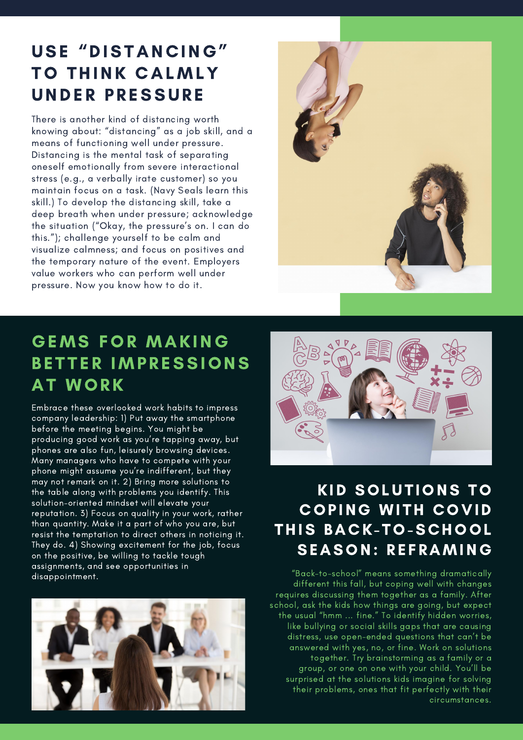## USE "DISTANCING" TO THINK CALMLY UNDER PRESSURE

There is another kind of distancing worth knowing about: "distancing" as a job skill, and a means of functioning well under pressure. Distancing is the mental task of separating oneself emotionally from severe interactional stress (e.g., a verbally irate customer) so you maintain focus on a task. (Navy Seals learn this skill.) To develop the distancing skill, take a deep breath when under pressure; acknowledge the situation ("Okay, the pressure's on. I can do this."); challenge yourself to be calm and visualize calmness; and focus on positives and the temporary nature of the event. Employers value workers who can perform well under pressure. Now you know how to do it.

## GEMS FOR MAKING BETTER IMPRESSIONS AT WORK

Embrace these overlooked work habits to impress company leadership: 1) Put away the smartphone before the meeting begins. You might be producing good work as you're tapping away, but phones are also fun, leisurely browsing devices. Many managers who have to compete with your phone might assume you're indifferent, but they may not remark on it. 2) Bring more solutions to the table along with problems you identify. This solution-oriented mindset will elevate your reputation. 3) Focus on quality in your work, rather than quantity. Make it a part of who you are, but resist the temptation to direct others in noticing it. They do. 4) Showing excitement for the job, focus on the positive, be willing to tackle tough assignments, and see opportunities in disappointment.

## KID SOLUTIONS TO COPING WITH COVID THIS BACK-TO-SCHOOL SEASON: REFRAMING

"Back-to-school" means something dramatically different this fall, but coping well with changes requires discussing them together as a family. After school, ask the kids how things are going, but expect the usual "hmm ... fine." To identify hidden worries, like bullying or social skills gaps that are causing distress, use open-ended questions that can't be answered with yes, no, or fine. Work on solutions together. Try brainstorming as a family or a group, or one on one with your child. You'll be surprised at the solutions kids imagine for solving their problems, ones that fit perfectly with their circumstances.